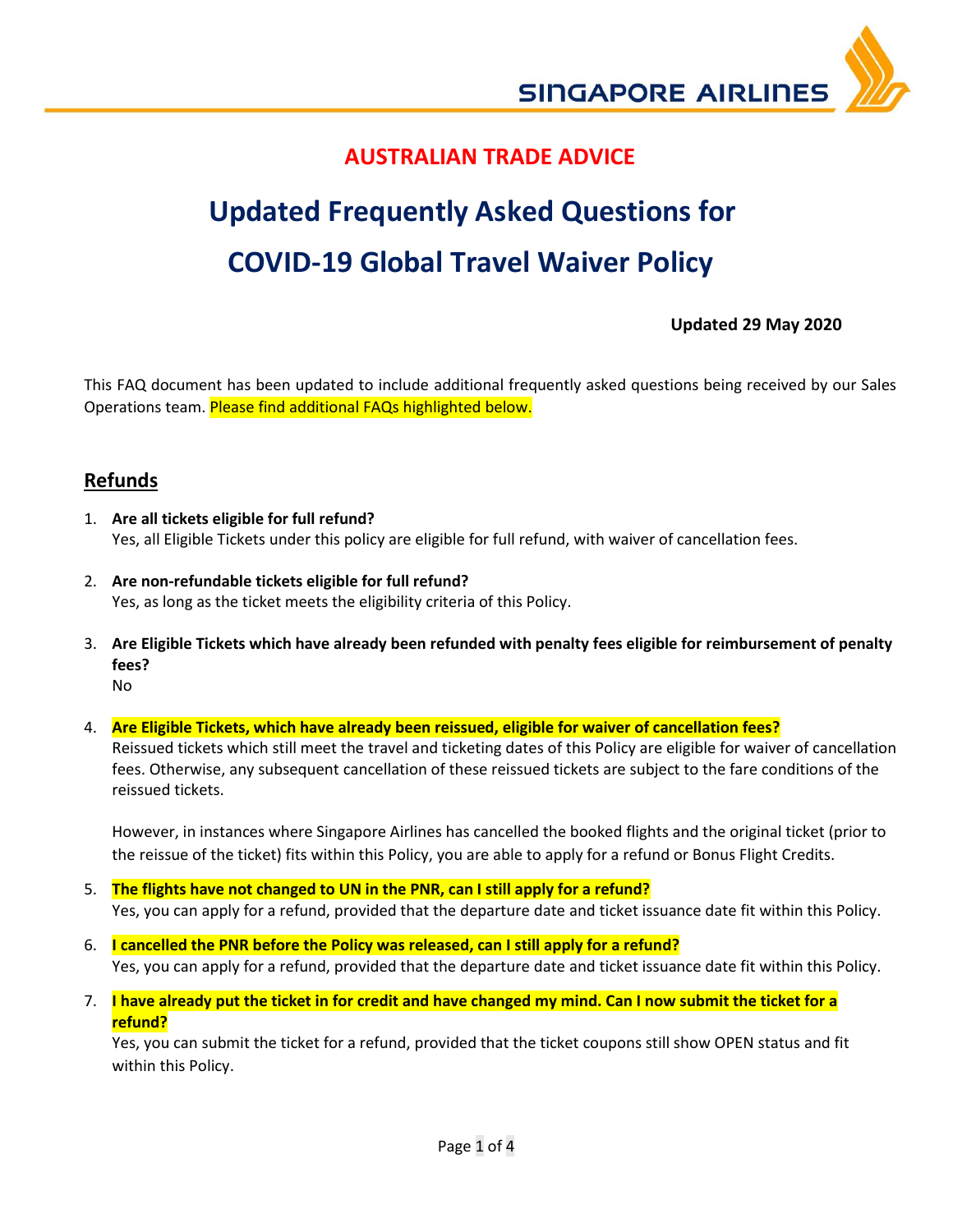SINGAPORE AIRLINES

**AUSTRALIAN TRADE ADVICE**

# Updated Frequently Asked Questions for COVID-19 Global Travel Waiver Policy

**Updated 29 May 2020**

This FAQ document has been updated to include additional frequently asked questions being received by our Sales Operations team. Please find additional FAQs highlighted below.

## Refunds

1. **Are all tickets eligible for full refund?**
   Yes, all Eligible Tickets under this policy are eligible for full refund, with waiver of cancellation fees.

2. **Are non-refundable tickets eligible for full refund?**
   Yes, as long as the ticket meets the eligibility criteria of this Policy.

3. **Are Eligible Tickets which have already been refunded with penalty fees eligible for reimbursement of penalty fees?**
   No

4. **Are Eligible Tickets, which have already been reissued, eligible for waiver of cancellation fees?**
   Reissued tickets which still meet the travel and ticketing dates of this Policy are eligible for waiver of cancellation fees. Otherwise, any subsequent cancellation of these reissued tickets are subject to the fare conditions of the reissued tickets.

   However, in instances where Singapore Airlines has cancelled the booked flights and the original ticket (prior to the reissue of the ticket) fits within this Policy, you are able to apply for a refund or Bonus Flight Credits.

5. **The flights have not changed to UN in the PNR, can I still apply for a refund?**
   Yes, you can apply for a refund, provided that the departure date and ticket issuance date fit within this Policy.

6. **I cancelled the PNR before the Policy was released, can I still apply for a refund?**
   Yes, you can apply for a refund, provided that the departure date and ticket issuance date fit within this Policy.

7. **I have already put the ticket in for credit and have changed my mind. Can I now submit the ticket for a refund?**
   Yes, you can submit the ticket for a refund, provided that the ticket coupons still show OPEN status and fit within this Policy.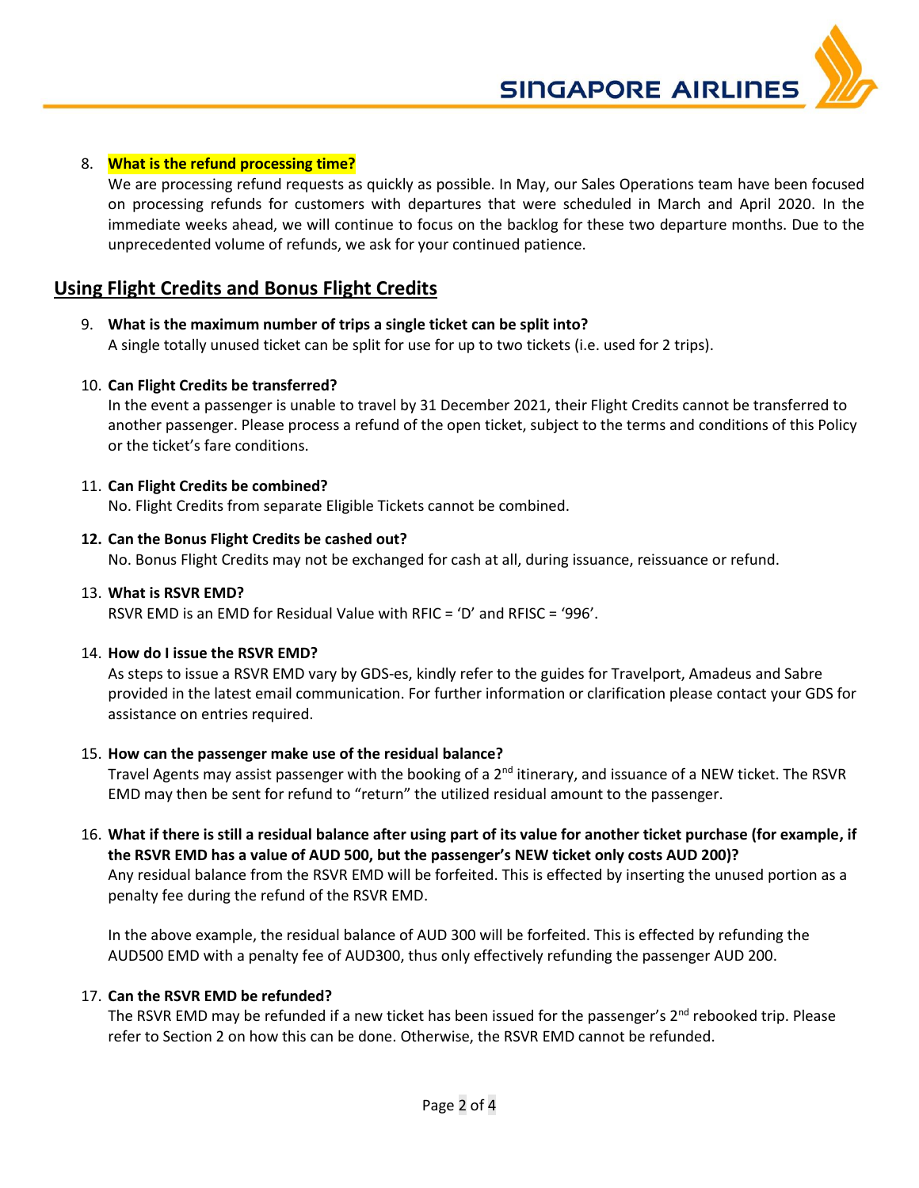8. **What is the refund processing time?**
   We are processing refund requests as quickly as possible. In May, our Sales Operations team have been focused on processing refunds for customers with departures that were scheduled in March and April 2020. In the immediate weeks ahead, we will continue to focus on the backlog for these two departure months. Due to the unprecedented volume of refunds, we ask for your continued patience.

## Using Flight Credits and Bonus Flight Credits

9. **What is the maximum number of trips a single ticket can be split into?**
   A single totally unused ticket can be split for use for up to two tickets (i.e. used for 2 trips).

10. **Can Flight Credits be transferred?**
    In the event a passenger is unable to travel by 31 December 2021, their Flight Credits cannot be transferred to another passenger. Please process a refund of the open ticket, subject to the terms and conditions of this Policy or the ticket's fare conditions.

11. **Can Flight Credits be combined?**
    No. Flight Credits from separate Eligible Tickets cannot be combined.

12. **Can the Bonus Flight Credits be cashed out?**
    No. Bonus Flight Credits may not be exchanged for cash at all, during issuance, reissuance or refund.

13. **What is RSVR EMD?**
    RSVR EMD is an EMD for Residual Value with RFIC = 'D' and RFISC = '996'.

14. **How do I issue the RSVR EMD?**
    As steps to issue a RSVR EMD vary by GDS-es, kindly refer to the guides for Travelport, Amadeus and Sabre provided in the latest email communication. For further information or clarification please contact your GDS for assistance on entries required.

15. **How can the passenger make use of the residual balance?**
    Travel Agents may assist passenger with the booking of a 2nd itinerary, and issuance of a NEW ticket. The RSVR EMD may then be sent for refund to "return" the utilized residual amount to the passenger.

16. **What if there is still a residual balance after using part of its value for another ticket purchase (for example, if the RSVR EMD has a value of AUD 500, but the passenger's NEW ticket only costs AUD 200)?**
    Any residual balance from the RSVR EMD will be forfeited. This is effected by inserting the unused portion as a penalty fee during the refund of the RSVR EMD.

    In the above example, the residual balance of AUD 300 will be forfeited. This is effected by refunding the AUD500 EMD with a penalty fee of AUD300, thus only effectively refunding the passenger AUD 200.

17. **Can the RSVR EMD be refunded?**
    The RSVR EMD may be refunded if a new ticket has been issued for the passenger's 2nd rebooked trip. Please refer to Section 2 on how this can be done. Otherwise, the RSVR EMD cannot be refunded.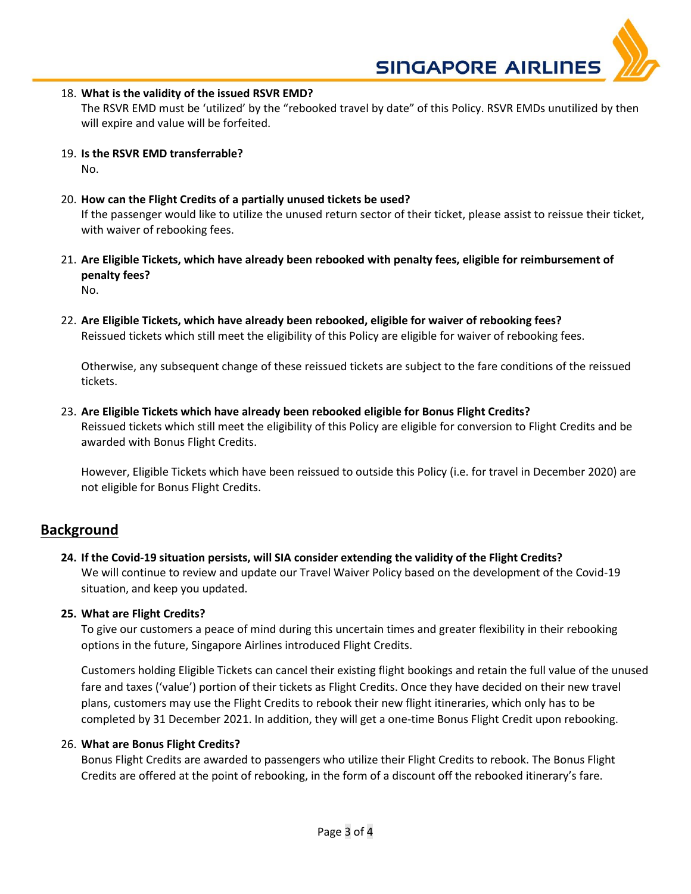18. **What is the validity of the issued RSVR EMD?**
    The RSVR EMD must be 'utilized' by the "rebooked travel by date" of this Policy. RSVR EMDs unutilized by then will expire and value will be forfeited.

19. **Is the RSVR EMD transferrable?**
    No.

20. **How can the Flight Credits of a partially unused tickets be used?**
    If the passenger would like to utilize the unused return sector of their ticket, please assist to reissue their ticket, with waiver of rebooking fees.

21. **Are Eligible Tickets, which have already been rebooked with penalty fees, eligible for reimbursement of penalty fees?**
    No.

22. **Are Eligible Tickets, which have already been rebooked, eligible for waiver of rebooking fees?**
    Reissued tickets which still meet the eligibility of this Policy are eligible for waiver of rebooking fees.

    Otherwise, any subsequent change of these reissued tickets are subject to the fare conditions of the reissued tickets.

23. **Are Eligible Tickets which have already been rebooked eligible for Bonus Flight Credits?**
    Reissued tickets which still meet the eligibility of this Policy are eligible for conversion to Flight Credits and be awarded with Bonus Flight Credits.

    However, Eligible Tickets which have been reissued to outside this Policy (i.e. for travel in December 2020) are not eligible for Bonus Flight Credits.

## Background

24. **If the Covid-19 situation persists, will SIA consider extending the validity of the Flight Credits?**
    We will continue to review and update our Travel Waiver Policy based on the development of the Covid-19 situation, and keep you updated.

25. **What are Flight Credits?**
    To give our customers a peace of mind during this uncertain times and greater flexibility in their rebooking options in the future, Singapore Airlines introduced Flight Credits.

    Customers holding Eligible Tickets can cancel their existing flight bookings and retain the full value of the unused fare and taxes ('value') portion of their tickets as Flight Credits. Once they have decided on their new travel plans, customers may use the Flight Credits to rebook their new flight itineraries, which only has to be completed by 31 December 2021. In addition, they will get a one-time Bonus Flight Credit upon rebooking.

26. **What are Bonus Flight Credits?**
    Bonus Flight Credits are awarded to passengers who utilize their Flight Credits to rebook. The Bonus Flight Credits are offered at the point of rebooking, in the form of a discount off the rebooked itinerary's fare.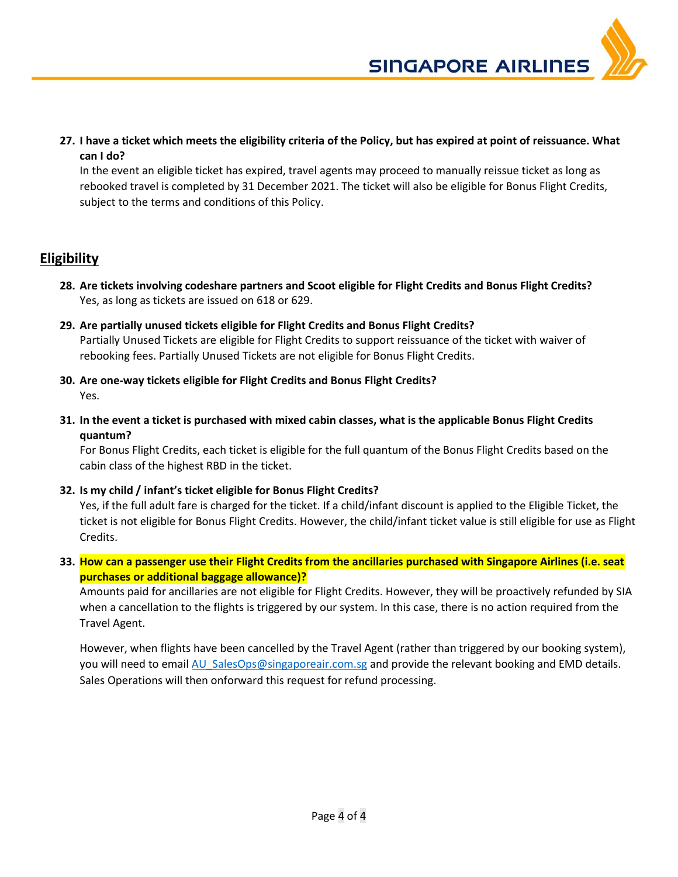27. **I have a ticket which meets the eligibility criteria of the Policy, but has expired at point of reissuance. What can I do?**
    In the event an eligible ticket has expired, travel agents may proceed to manually reissue ticket as long as rebooked travel is completed by 31 December 2021. The ticket will also be eligible for Bonus Flight Credits, subject to the terms and conditions of this Policy.

## Eligibility

28. **Are tickets involving codeshare partners and Scoot eligible for Flight Credits and Bonus Flight Credits?**
    Yes, as long as tickets are issued on 618 or 629.

29. **Are partially unused tickets eligible for Flight Credits and Bonus Flight Credits?**
    Partially Unused Tickets are eligible for Flight Credits to support reissuance of the ticket with waiver of rebooking fees. Partially Unused Tickets are not eligible for Bonus Flight Credits.

30. **Are one-way tickets eligible for Flight Credits and Bonus Flight Credits?**
    Yes.

31. **In the event a ticket is purchased with mixed cabin classes, what is the applicable Bonus Flight Credits quantum?**
    For Bonus Flight Credits, each ticket is eligible for the full quantum of the Bonus Flight Credits based on the cabin class of the highest RBD in the ticket.

32. **Is my child / infant's ticket eligible for Bonus Flight Credits?**
    Yes, if the full adult fare is charged for the ticket. If a child/infant discount is applied to the Eligible Ticket, the ticket is not eligible for Bonus Flight Credits. However, the child/infant ticket value is still eligible for use as Flight Credits.

33. **How can a passenger use their Flight Credits from the ancillaries purchased with Singapore Airlines (i.e. seat purchases or additional baggage allowance)?**
    Amounts paid for ancillaries are not eligible for Flight Credits. However, they will be proactively refunded by SIA when a cancellation to the flights is triggered by our system. In this case, there is no action required from the Travel Agent.

    However, when flights have been cancelled by the Travel Agent (rather than triggered by our booking system), you will need to email AU_SalesOps@singaporeair.com.sg and provide the relevant booking and EMD details. Sales Operations will then onforward this request for refund processing.